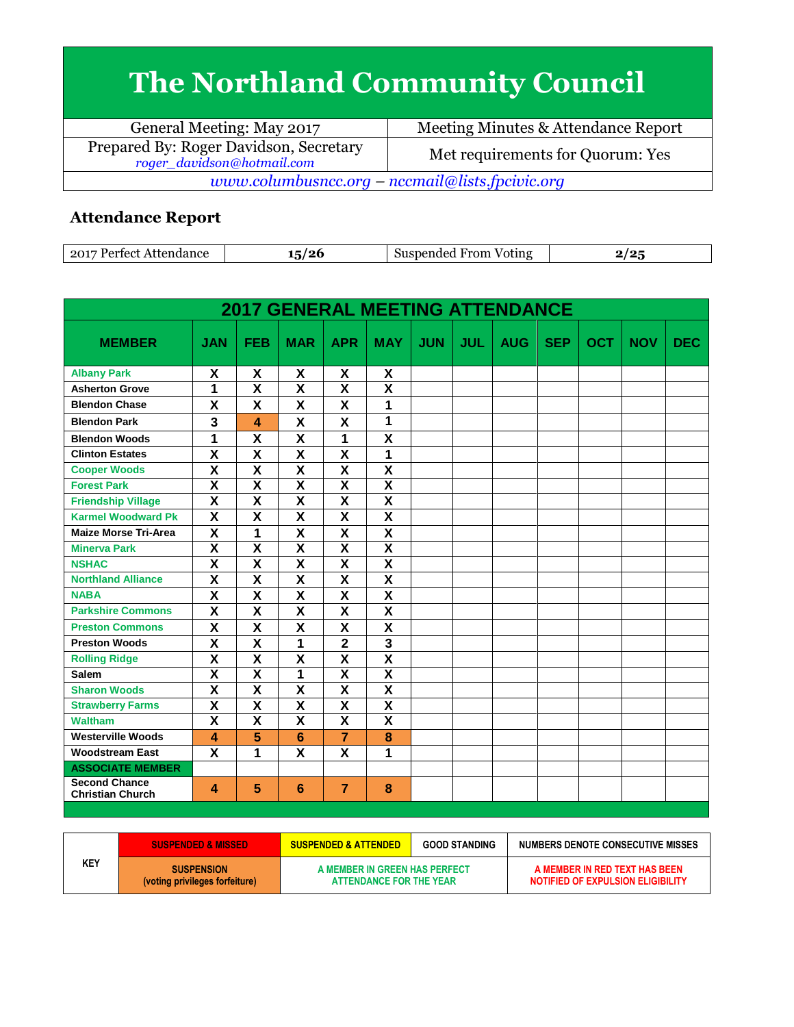# The Northland Community Council

| General Meeting: May 2017 | Meeting Minutes & Attendance Report |
|---|---|
| Prepared By: Roger Davidson, Secretary *roger_davidson@hotmail.com* | Met requirements for Quorum: Yes |
| *www.columbusncc.org – nccmail@lists.fpcivic.org* | |

## Attendance Report

| 2017 Perfect Attendance | 15/26 | Suspended From Voting | 2/25 |
|---|---|---|---|

**2017 GENERAL MEETING ATTENDANCE**

| MEMBER | JAN | FEB | MAR | APR | MAY | JUN | JUL | AUG | SEP | OCT | NOV | DEC |
|---|---|---|---|---|---|---|---|---|---|---|---|---|
| Albany Park | X | X | X | X | X | | | | | | | |
| Asherton Grove | 1 | X | X | X | X | | | | | | | |
| Blendon Chase | X | X | X | X | 1 | | | | | | | |
| Blendon Park | 3 | 4 | X | X | 1 | | | | | | | |
| Blendon Woods | 1 | X | X | 1 | X | | | | | | | |
| Clinton Estates | X | X | X | X | 1 | | | | | | | |
| Cooper Woods | X | X | X | X | X | | | | | | | |
| Forest Park | X | X | X | X | X | | | | | | | |
| Friendship Village | X | X | X | X | X | | | | | | | |
| Karmel Woodward Pk | X | X | X | X | X | | | | | | | |
| Maize Morse Tri-Area | X | 1 | X | X | X | | | | | | | |
| Minerva Park | X | X | X | X | X | | | | | | | |
| NSHAC | X | X | X | X | X | | | | | | | |
| Northland Alliance | X | X | X | X | X | | | | | | | |
| NABA | X | X | X | X | X | | | | | | | |
| Parkshire Commons | X | X | X | X | X | | | | | | | |
| Preston Commons | X | X | X | X | X | | | | | | | |
| Preston Woods | X | X | 1 | 2 | 3 | | | | | | | |
| Rolling Ridge | X | X | X | X | X | | | | | | | |
| Salem | X | X | 1 | X | X | | | | | | | |
| Sharon Woods | X | X | X | X | X | | | | | | | |
| Strawberry Farms | X | X | X | X | X | | | | | | | |
| Waltham | X | X | X | X | X | | | | | | | |
| Westerville Woods | 4 | 5 | 6 | 7 | 8 | | | | | | | |
| Woodstream East | X | 1 | X | X | 1 | | | | | | | |
| **ASSOCIATE MEMBER** | | | | | | | | | | | | |
| Second Chance Christian Church | 4 | 5 | 6 | 7 | 8 | | | | | | | |

| KEY | SUSPENDED & MISSED | SUSPENDED & ATTENDED | GOOD STANDING | NUMBERS DENOTE CONSECUTIVE MISSES |
|---|---|---|---|---|
| | SUSPENSION (voting privileges forfeiture) | A MEMBER IN GREEN HAS PERFECT ATTENDANCE FOR THE YEAR | | A MEMBER IN RED TEXT HAS BEEN NOTIFIED OF EXPULSION ELIGIBILITY |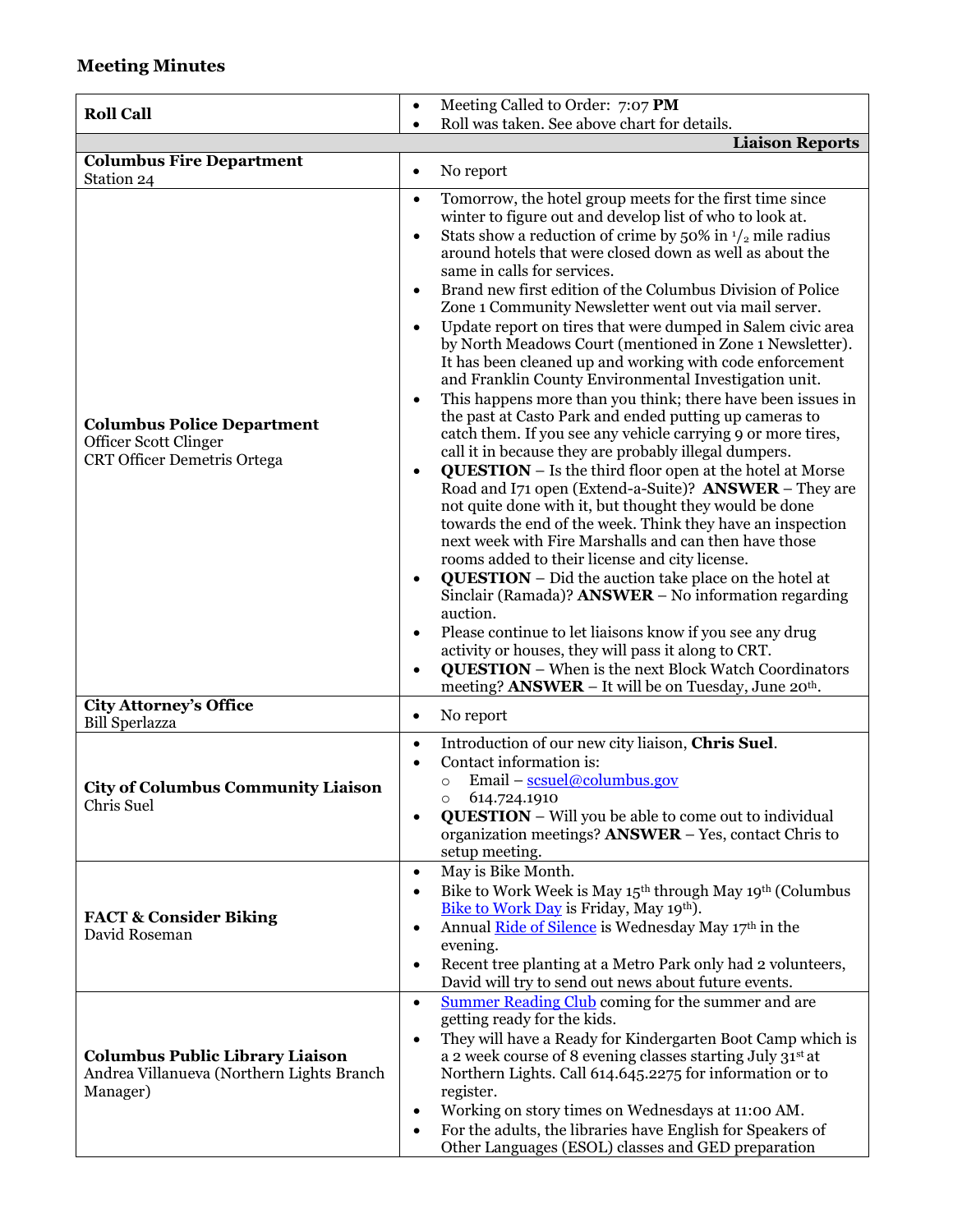## Meeting Minutes

| | |
|---|---|
| **Roll Call** | • Meeting Called to Order: 7:07 **PM**<br>• Roll was taken. See above chart for details. |
| | **Liaison Reports** |
| **Columbus Fire Department**<br>Station 24 | • No report |
| **Columbus Police Department**<br>Officer Scott Clinger<br>CRT Officer Demetris Ortega | • Tomorrow, the hotel group meets for the first time since winter to figure out and develop list of who to look at.<br>• Stats show a reduction of crime by 50% in $^1/_2$ mile radius around hotels that were closed down as well as about the same in calls for services.<br>• Brand new first edition of the Columbus Division of Police Zone 1 Community Newsletter went out via mail server.<br>• Update report on tires that were dumped in Salem civic area by North Meadows Court (mentioned in Zone 1 Newsletter). It has been cleaned up and working with code enforcement and Franklin County Environmental Investigation unit.<br>• This happens more than you think; there have been issues in the past at Casto Park and ended putting up cameras to catch them. If you see any vehicle carrying 9 or more tires, call it in because they are probably illegal dumpers.<br>• **QUESTION** – Is the third floor open at the hotel at Morse Road and I71 open (Extend-a-Suite)? **ANSWER** – They are not quite done with it, but thought they would be done towards the end of the week. Think they have an inspection next week with Fire Marshalls and can then have those rooms added to their license and city license.<br>• **QUESTION** – Did the auction take place on the hotel at Sinclair (Ramada)? **ANSWER** – No information regarding auction.<br>• Please continue to let liaisons know if you see any drug activity or houses, they will pass it along to CRT.<br>• **QUESTION** – When is the next Block Watch Coordinators meeting? **ANSWER** – It will be on Tuesday, June 20th. |
| **City Attorney's Office**<br>Bill Sperlazza | • No report |
| **City of Columbus Community Liaison**<br>Chris Suel | • Introduction of our new city liaison, **Chris Suel**.<br>• Contact information is:<br>  ○ Email – scsuel@columbus.gov<br>  ○ 614.724.1910<br>• **QUESTION** – Will you be able to come out to individual organization meetings? **ANSWER** – Yes, contact Chris to setup meeting. |
| **FACT & Consider Biking**<br>David Roseman | • May is Bike Month.<br>• Bike to Work Week is May 15th through May 19th (Columbus Bike to Work Day is Friday, May 19th).<br>• Annual Ride of Silence is Wednesday May 17th in the evening.<br>• Recent tree planting at a Metro Park only had 2 volunteers, David will try to send out news about future events. |
| **Columbus Public Library Liaison**<br>Andrea Villanueva (Northern Lights Branch Manager) | • Summer Reading Club coming for the summer and are getting ready for the kids.<br>• They will have a Ready for Kindergarten Boot Camp which is a 2 week course of 8 evening classes starting July 31st at Northern Lights. Call 614.645.2275 for information or to register.<br>• Working on story times on Wednesdays at 11:00 AM.<br>• For the adults, the libraries have English for Speakers of Other Languages (ESOL) classes and GED preparation |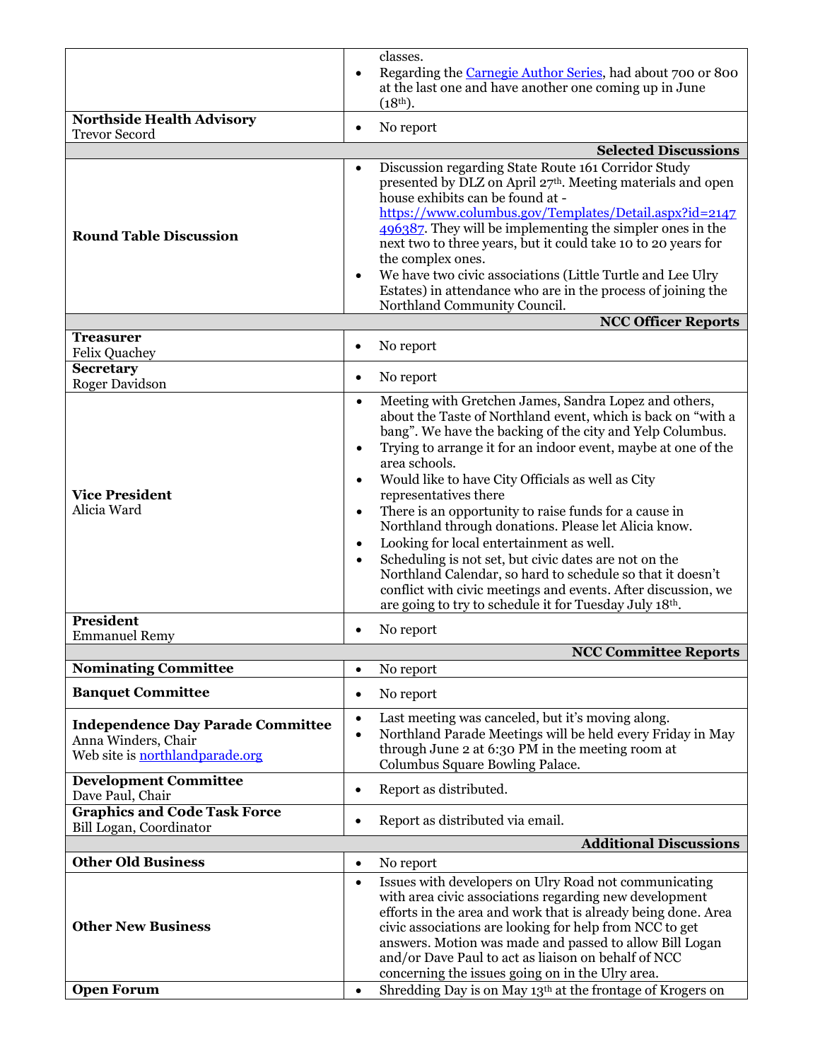| | |
|---|---|
| | classes.<br>• Regarding the Carnegie Author Series, had about 700 or 800 at the last one and have another one coming up in June (18th). |
| **Northside Health Advisory**<br>Trevor Secord | • No report |
| | **Selected Discussions** |
| **Round Table Discussion** | • Discussion regarding State Route 161 Corridor Study presented by DLZ on April 27th. Meeting materials and open house exhibits can be found at - https://www.columbus.gov/Templates/Detail.aspx?id=2147496387. They will be implementing the simpler ones in the next two to three years, but it could take 10 to 20 years for the complex ones.<br>• We have two civic associations (Little Turtle and Lee Ulry Estates) in attendance who are in the process of joining the Northland Community Council. |
| | **NCC Officer Reports** |
| **Treasurer**<br>Felix Quachey | • No report |
| **Secretary**<br>Roger Davidson | • No report |
| **Vice President**<br>Alicia Ward | • Meeting with Gretchen James, Sandra Lopez and others, about the Taste of Northland event, which is back on "with a bang". We have the backing of the city and Yelp Columbus.<br>• Trying to arrange it for an indoor event, maybe at one of the area schools.<br>• Would like to have City Officials as well as City representatives there<br>• There is an opportunity to raise funds for a cause in Northland through donations. Please let Alicia know.<br>• Looking for local entertainment as well.<br>• Scheduling is not set, but civic dates are not on the Northland Calendar, so hard to schedule so that it doesn't conflict with civic meetings and events. After discussion, we are going to try to schedule it for Tuesday July 18th. |
| **President**<br>Emmanuel Remy | • No report |
| | **NCC Committee Reports** |
| **Nominating Committee** | • No report |
| **Banquet Committee** | • No report |
| **Independence Day Parade Committee**<br>Anna Winders, Chair<br>Web site is northlandparade.org | • Last meeting was canceled, but it's moving along.<br>• Northland Parade Meetings will be held every Friday in May through June 2 at 6:30 PM in the meeting room at Columbus Square Bowling Palace. |
| **Development Committee**<br>Dave Paul, Chair | • Report as distributed. |
| **Graphics and Code Task Force**<br>Bill Logan, Coordinator | • Report as distributed via email. |
| | **Additional Discussions** |
| **Other Old Business** | • No report |
| **Other New Business** | • Issues with developers on Ulry Road not communicating with area civic associations regarding new development efforts in the area and work that is already being done. Area civic associations are looking for help from NCC to get answers. Motion was made and passed to allow Bill Logan and/or Dave Paul to act as liaison on behalf of NCC concerning the issues going on in the Ulry area. |
| **Open Forum** | • Shredding Day is on May 13th at the frontage of Krogers on |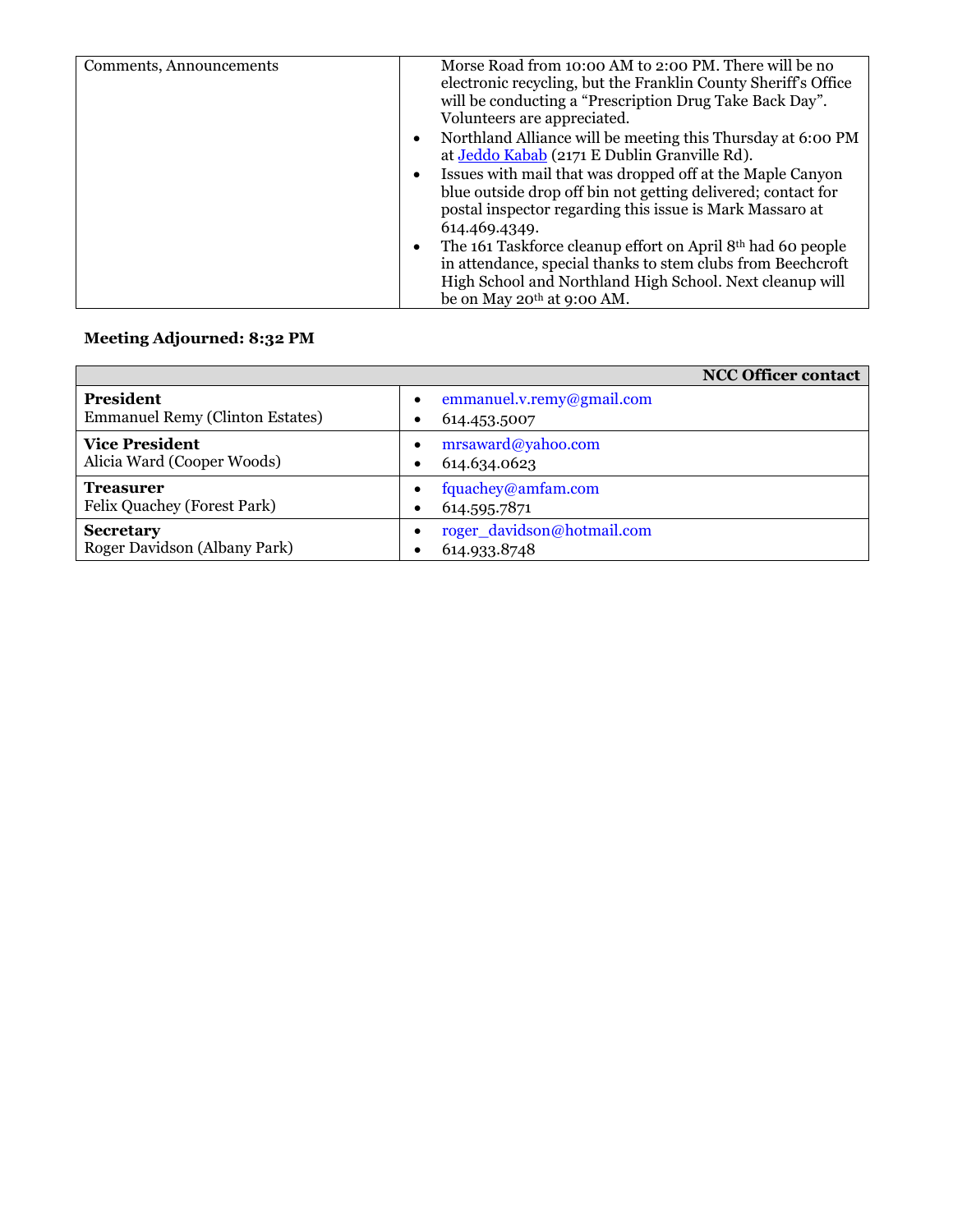| | |
|---|---|
| Comments, Announcements | Morse Road from 10:00 AM to 2:00 PM. There will be no electronic recycling, but the Franklin County Sheriff's Office will be conducting a "Prescription Drug Take Back Day". Volunteers are appreciated.<br>• Northland Alliance will be meeting this Thursday at 6:00 PM at [Jeddo Kabab](#) (2171 E Dublin Granville Rd).<br>• Issues with mail that was dropped off at the Maple Canyon blue outside drop off bin not getting delivered; contact for postal inspector regarding this issue is Mark Massaro at 614.469.4349.<br>• The 161 Taskforce cleanup effort on April 8th had 60 people in attendance, special thanks to stem clubs from Beechcroft High School and Northland High School. Next cleanup will be on May 20th at 9:00 AM. |

**Meeting Adjourned: 8:32 PM**

| | **NCC Officer contact** |
|---|---|
| **President**<br>Emmanuel Remy (Clinton Estates) | • emmanuel.v.remy@gmail.com<br>• 614.453.5007 |
| **Vice President**<br>Alicia Ward (Cooper Woods) | • mrsaward@yahoo.com<br>• 614.634.0623 |
| **Treasurer**<br>Felix Quachey (Forest Park) | • fquachey@amfam.com<br>• 614.595.7871 |
| **Secretary**<br>Roger Davidson (Albany Park) | • roger_davidson@hotmail.com<br>• 614.933.8748 |